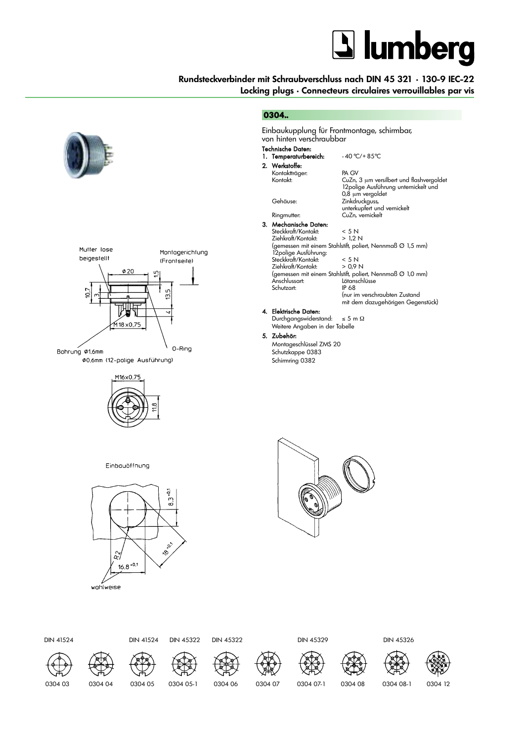# Rundsteckverbinder mit Schraubverschluss nach DIN 45 321 · 130-9 IEC-22

**Locking plugs · Connecteurs circulaires verrouillables par vis**

## 0304..

Einbaukupplung für Frontmontage, schirmbar, von hinten verschraubbar

**Technische Daten:**

1. **Temperaturbereich:** - 40 °C/+ 85°C
2. **Werkstoffe:**
   - Kontaktträger: PA GV
   - Kontakt: CuZn, 3 µm versilbert und flashvergoldet; 12polige Ausführung unternickelt und 0,8 µm vergoldet
   - Gehäuse: Zinkdruckguss, unterkupfert und vernickelt
   - Ringmutter: CuZn, vernickelt
3. **Mechanische Daten:**
   - Steckkraft/Kontakt: < 5 N
   - Ziehkraft/Kontakt: > 1,2 N
   - (gemessen mit einem Stahlstift, poliert, Nennmaß Ø 1,5 mm)
   - 12polige Ausführung:
   - Steckkraft/Kontakt: < 5 N
   - Ziehkraft/Kontakt: > 0,9 N
   - (gemessen mit einem Stahlstift, poliert, Nennmaß Ø 1,0 mm)
   - Anschlussart: Lötanschlüsse
   - Schutzart: IP 68 (nur im verschraubten Zustand mit dem dazugehörigen Gegenstück)
4. **Elektrische Daten:**
   - Durchgangswiderstand: ≤ 5 m Ω
   - Weitere Angaben in der Tabelle
5. **Zubehör:**
   - Montageschlüssel ZMS 20
   - Schutzkappe 0383
   - Schirmring 0382

Mutter lose beigestellt

Montagerichtung (Frontseite)

Ø20, 1,5, 10,7, 3, 13,5, 4, M18x0,75

O-Ring

Bohrung Ø1,6mm
Ø0,6mm (12-polige Ausführung)

M16x0.75, 11,8

Einbauöffnung

$8{,}3^{+0{,}1}$, R2, $18^{+0{,}1}$, $16{,}8^{+0{,}1}$

wahlweise

| DIN 41524 | | DIN 41524 | DIN 45322 | DIN 45322 | | DIN 45329 | | DIN 45326 | |
|---|---|---|---|---|---|---|---|---|---|
| 0304 03 | 0304 04 | 0304 05 | 0304 05-1 | 0304 06 | 0304 07 | 0304 07-1 | 0304 08 | 0304 08-1 | 0304 12 |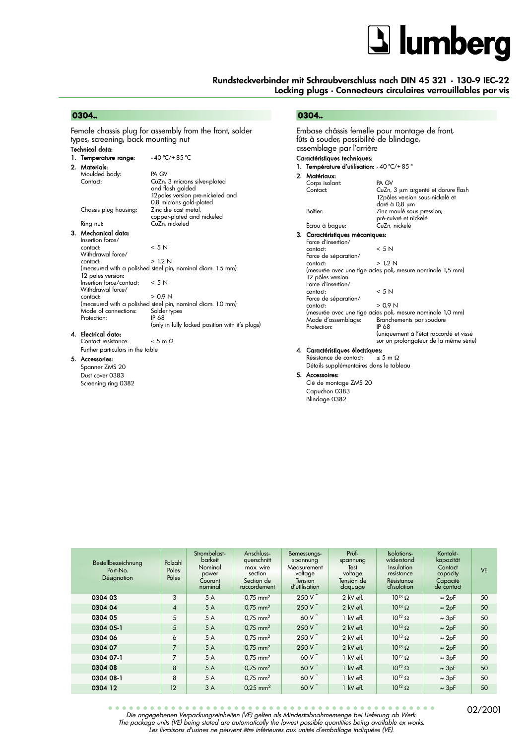# Rundsteckverbinder mit Schraubverschluss nach DIN 45 321 · 130-9 IEC-22

## Locking plugs · Connecteurs circulaires verrouillables par vis

## 0304..

Female chassis plug for assembly from the front, solder types, screening, back mounting nut

**Technical data:**

1. **Temperature range:** -40 °C/+85 °C
2. **Materials:**
   - Moulded body: PA GV
   - Contact: CuZn, 3 microns silver-plated and flash golded
     12poles version pre-nickeled and 0.8 microns gold-plated
   - Chassis plug housing: Zinc die cast metal, copper-plated and nickeled
   - Ring nut: CuZn, nickeled
3. **Mechanical data:**
   - Insertion force/contact: < 5 N
   - Withdrawal force/contact: > 1.2 N
   - (measured with a polished steel pin, nominal diam. 1.5 mm)
   - 12 poles version:
   - Insertion force/contact: < 5 N
   - Withdrawal force/contact: > 0.9 N
   - (measured with a polished steel pin, nominal diam. 1.0 mm)
   - Mode of connections: Solder types
   - Protection: IP 68
     (only in fully locked position with it's plugs)
4. **Electrical data:**
   - Contact resistance: ≤ 5 m Ω
   - Further particulars in the table
5. **Accessories:**
   - Spanner ZMS 20
   - Dust cover 0383
   - Screening ring 0382

## 0304..

Embase châssis femelle pour montage de front, fûts à souder, possibilité de blindage, assemblage par l'arrière

**Caractéristiques techniques:**

1. **Température d'utilisation:** -40 °C/+85 °
2. **Matériaux:**
   - Corps isolant: PA GV
   - Contact: CuZn, 3 µm argenté et dorure flash
     12pôles version sous-nickelé et doré à 0,8 µm
   - Boîtier: Zinc moulé sous pression, pré-cuivré et nickelé
   - Écrou à bague: CuZn, nickelé
3. **Caractéristiques mécaniques:**
   - Force d'insertion/contact: < 5 N
   - Force de séparation/contact: > 1,2 N
   - (mesurée avec une tige acier, poli, mesure nominale 1,5 mm)
   - 12 pôles version:
   - Force d'insertion/contact: < 5 N
   - Force de séparation/contact: > 0,9 N
   - (mesurée avec une tige acier, poli, mesure nominale 1,0 mm)
   - Mode d'assemblage: Branchements par soudure
   - Protection: IP 68
     (uniquement à l'état raccordé et vissé sur un prolongateur de la même série)
4. **Caractéristiques électriques:**
   - Résistance de contact: ≤ 5 m Ω
   - Détails supplémentaires dans le tableau
5. **Accessoires:**
   - Clé de montage ZMS 20
   - Capuchon 0383
   - Blindage 0382

| Bestellbezeichnung Part-No. Désignation | Polzahl Poles Pôles | Strombelastbarkeit Nominal power Courant nominal | Anschlussquerschnitt max. wire section Section de raccordement | Bemessungsspannung Measurement voltage Tension d'utilisation | Prüfspannung Test voltage Tension de claquage | Isolationswiderstand Insulation resistance Résistance d'isolation | Kontaktkapazität Contact capacity Capacité de contact | VE |
|---|---|---|---|---|---|---|---|---|
| **0304 03** | 3 | 5 A | 0,75 mm² | 250 V ~ | 2 kV eff. | $10^{13}$ Ω | ≈ 2pF | 50 |
| **0304 04** | 4 | 5 A | 0,75 mm² | 250 V ~ | 2 kV eff. | $10^{13}$ Ω | ≈ 2pF | 50 |
| **0304 05** | 5 | 5 A | 0,75 mm² | 60 V ~ | 1 kV eff. | $10^{12}$ Ω | ≈ 3pF | 50 |
| **0304 05-1** | 5 | 5 A | 0,75 mm² | 250 V ~ | 2 kV eff. | $10^{13}$ Ω | ≈ 2pF | 50 |
| **0304 06** | 6 | 5 A | 0,75 mm² | 250 V ~ | 2 kV eff. | $10^{13}$ Ω | ≈ 2pF | 50 |
| **0304 07** | 7 | 5 A | 0,75 mm² | 250 V ~ | 2 kV eff. | $10^{13}$ Ω | ≈ 2pF | 50 |
| **0304 07-1** | 7 | 5 A | 0,75 mm² | 60 V ~ | 1 kV eff. | $10^{12}$ Ω | ≈ 3pF | 50 |
| **0304 08** | 8 | 5 A | 0,75 mm² | 60 V ~ | 1 kV eff. | $10^{12}$ Ω | ≈ 3pF | 50 |
| **0304 08-1** | 8 | 5 A | 0,75 mm² | 60 V ~ | 1 kV eff. | $10^{12}$ Ω | ≈ 3pF | 50 |
| **0304 12** | 12 | 3 A | 0,25 mm² | 60 V ~ | 1 kV eff. | $10^{12}$ Ω | ≈ 3pF | 50 |

*Die angegebenen Verpackungseinheiten (VE) gelten als Mindestabnahmemenge bei Lieferung ab Werk.*
*The package units (VE) being stated are automatically the lowest possible quantities being available ex works.*
*Les livraisons d'usines ne peuvent être inférieures aux unités d'emballage indiquées (VE).*

02/2001